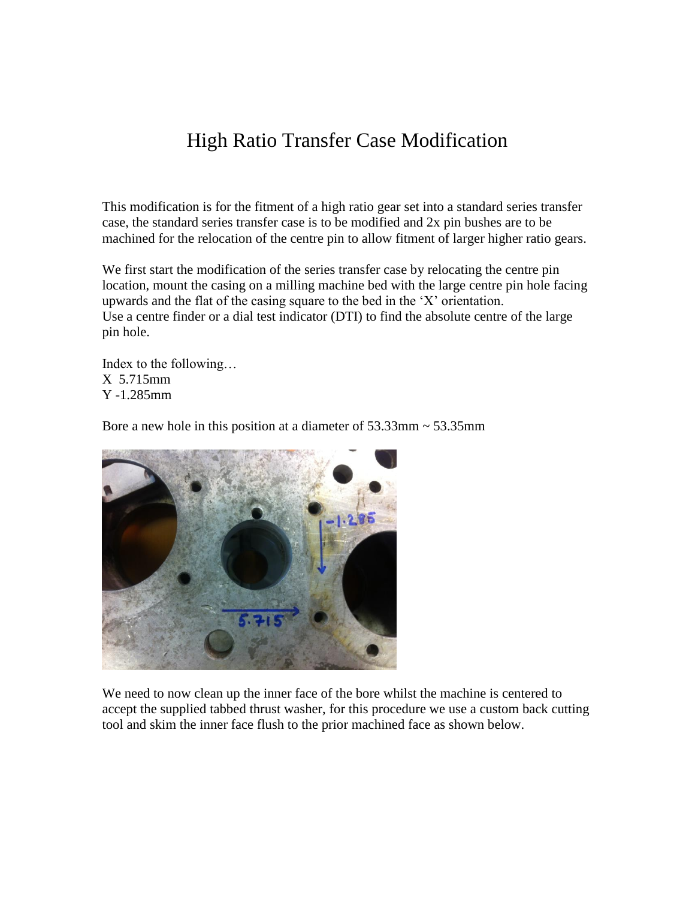# High Ratio Transfer Case Modification

This modification is for the fitment of a high ratio gear set into a standard series transfer case, the standard series transfer case is to be modified and 2x pin bushes are to be machined for the relocation of the centre pin to allow fitment of larger higher ratio gears.

We first start the modification of the series transfer case by relocating the centre pin location, mount the casing on a milling machine bed with the large centre pin hole facing upwards and the flat of the casing square to the bed in the 'X' orientation.
Use a centre finder or a dial test indicator (DTI) to find the absolute centre of the large pin hole.

Index to the following…
X 5.715mm
Y -1.285mm

Bore a new hole in this position at a diameter of 53.33mm ~ 53.35mm

We need to now clean up the inner face of the bore whilst the machine is centered to accept the supplied tabbed thrust washer, for this procedure we use a custom back cutting tool and skim the inner face flush to the prior machined face as shown below.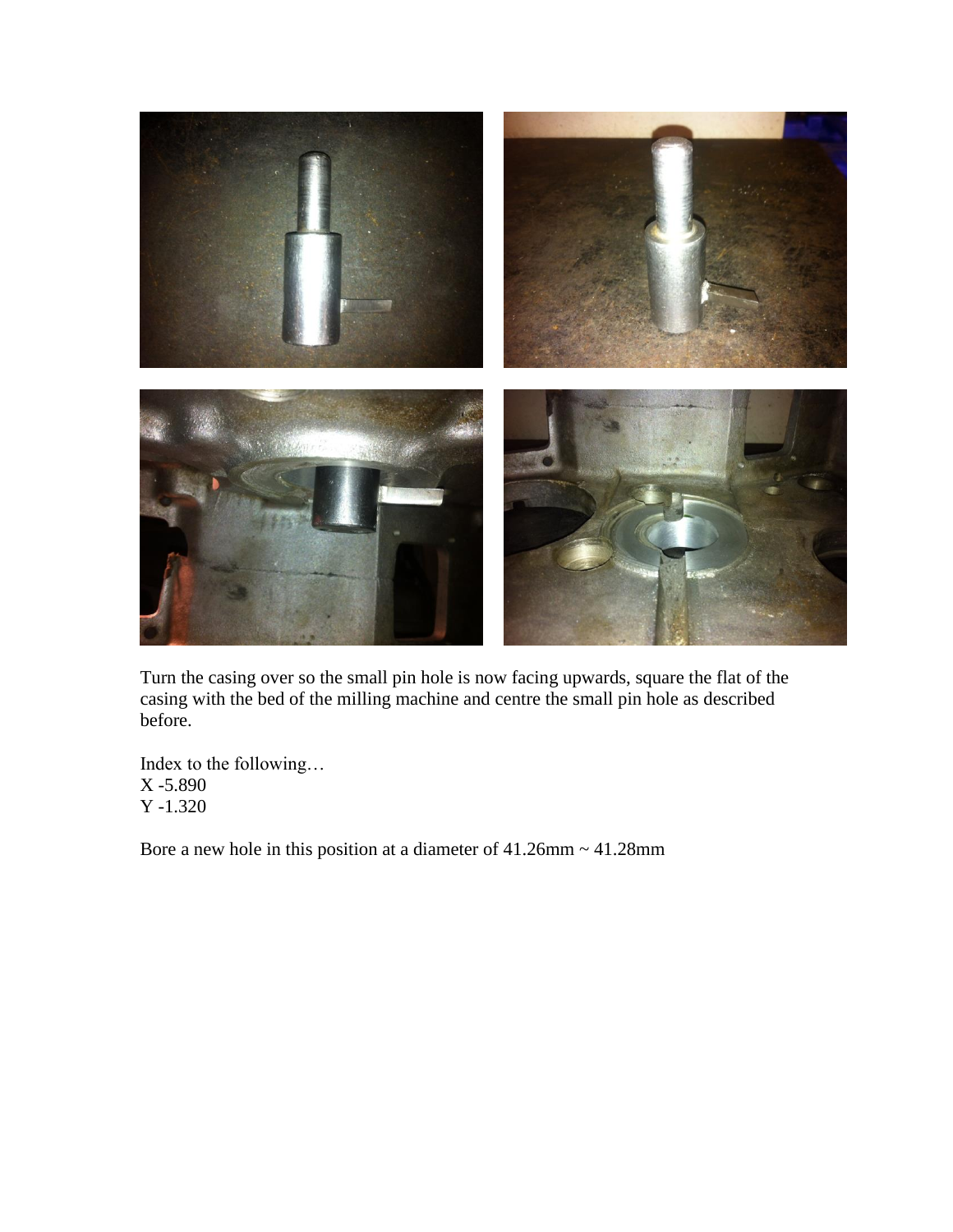Turn the casing over so the small pin hole is now facing upwards, square the flat of the casing with the bed of the milling machine and centre the small pin hole as described before.

Index to the following…
X -5.890
Y -1.320

Bore a new hole in this position at a diameter of 41.26mm ~ 41.28mm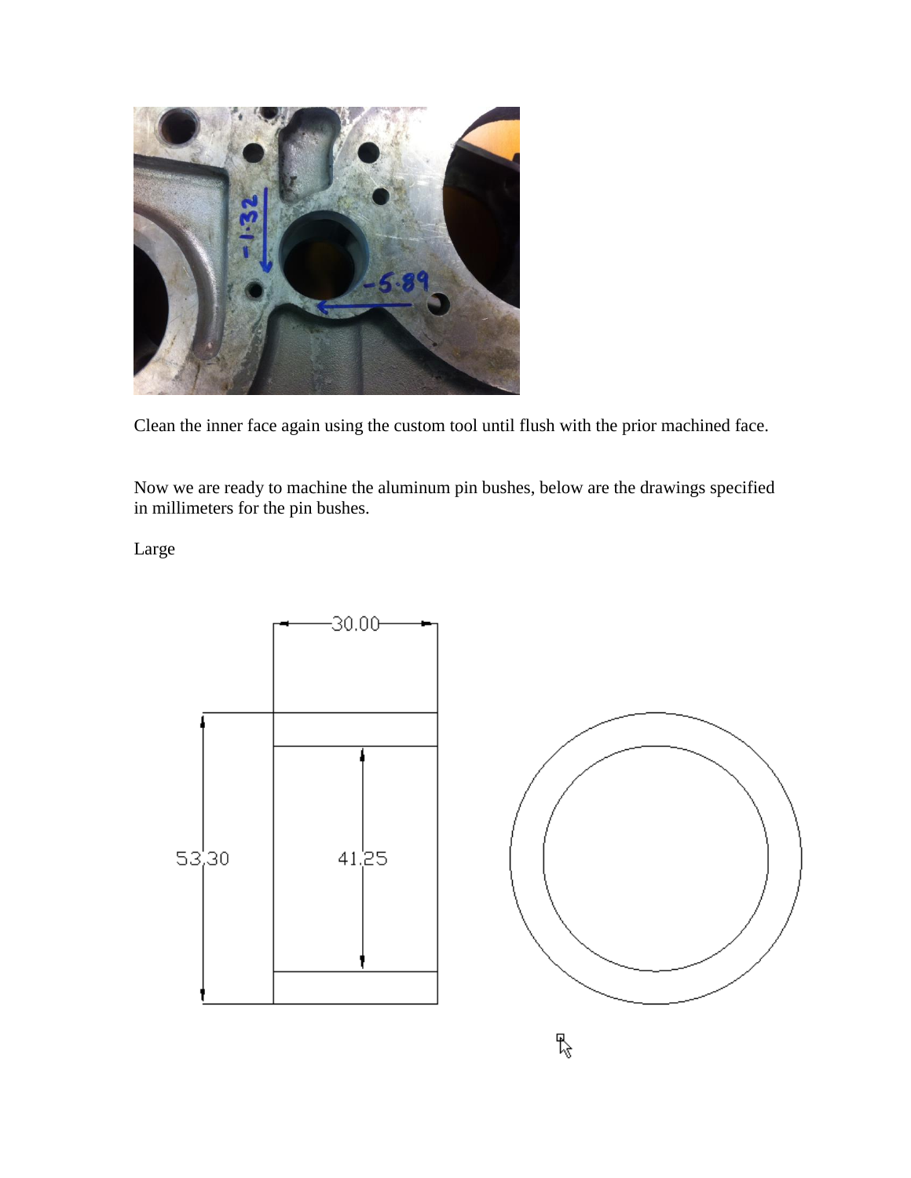Clean the inner face again using the custom tool until flush with the prior machined face.

Now we are ready to machine the aluminum pin bushes, below are the drawings specified in millimeters for the pin bushes.

Large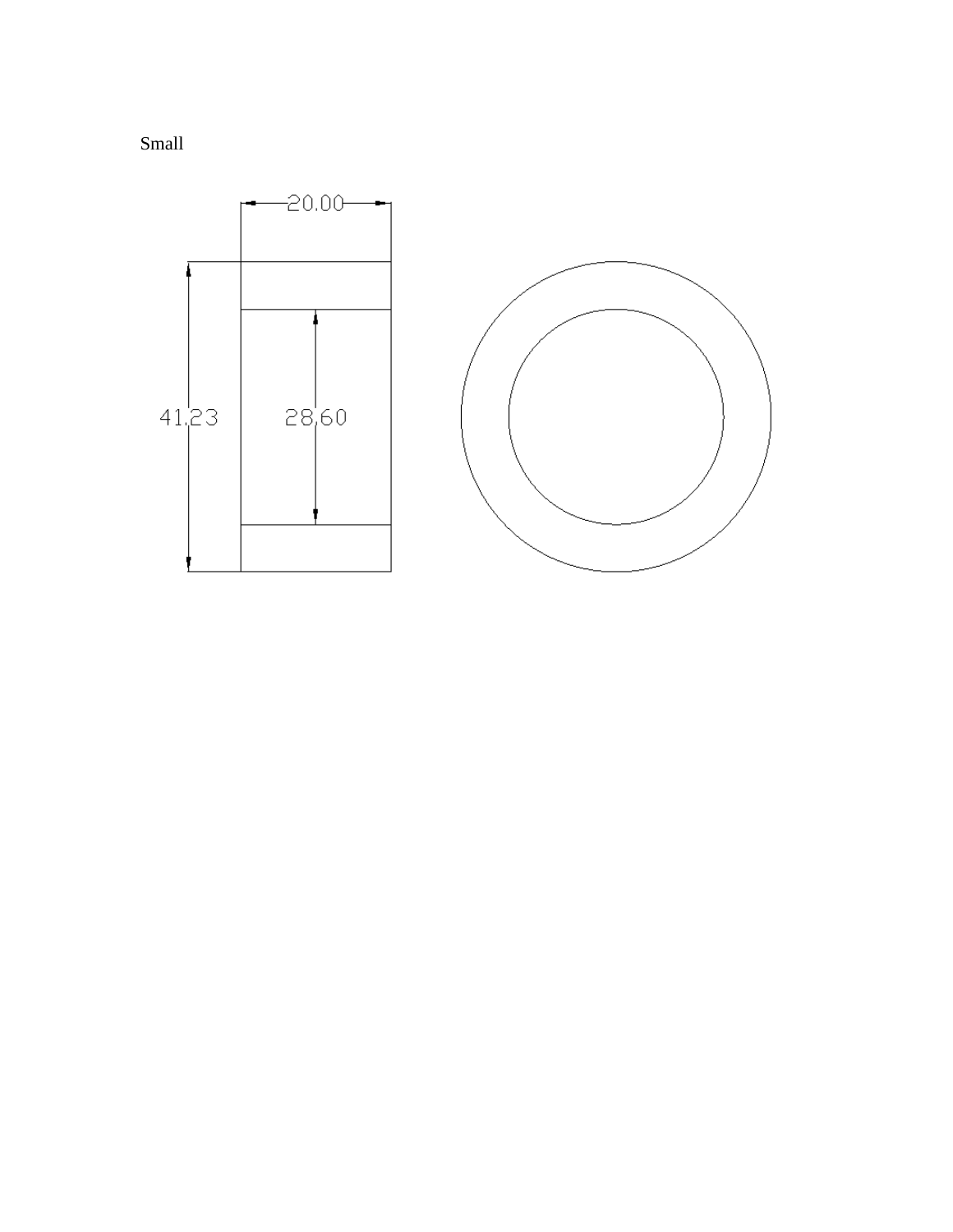Small

20.00

41.23

28.60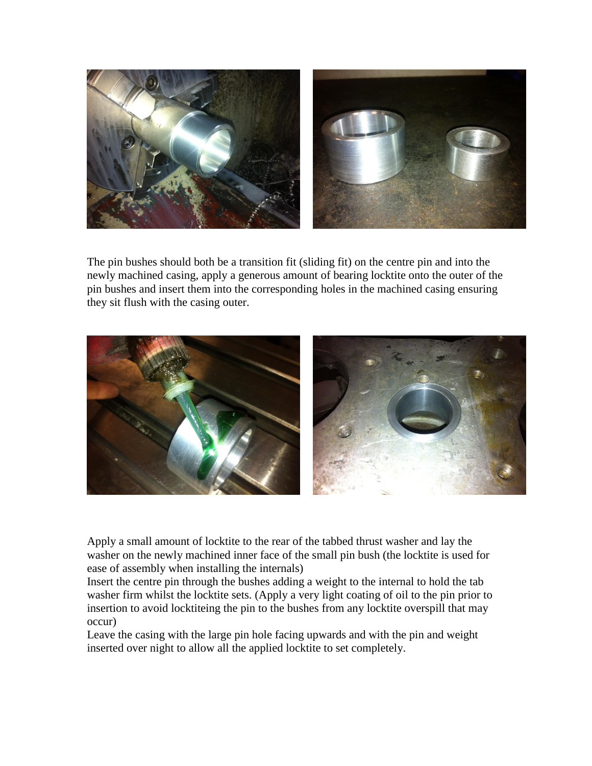The pin bushes should both be a transition fit (sliding fit) on the centre pin and into the newly machined casing, apply a generous amount of bearing locktite onto the outer of the pin bushes and insert them into the corresponding holes in the machined casing ensuring they sit flush with the casing outer.

Apply a small amount of locktite to the rear of the tabbed thrust washer and lay the washer on the newly machined inner face of the small pin bush (the locktite is used for ease of assembly when installing the internals)
Insert the centre pin through the bushes adding a weight to the internal to hold the tab washer firm whilst the locktite sets. (Apply a very light coating of oil to the pin prior to insertion to avoid locktiteing the pin to the bushes from any locktite overspill that may occur)
Leave the casing with the large pin hole facing upwards and with the pin and weight inserted over night to allow all the applied locktite to set completely.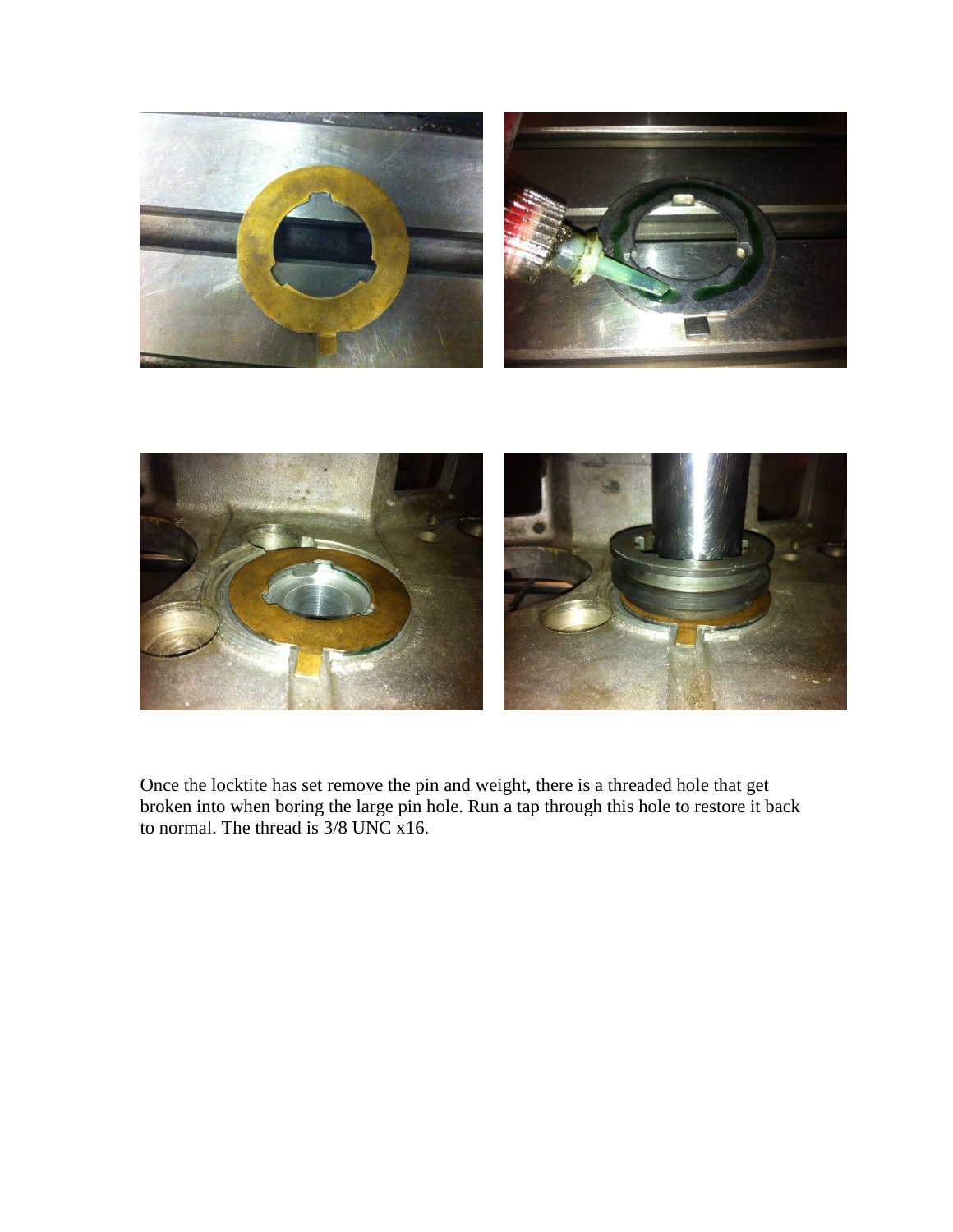Once the locktite has set remove the pin and weight, there is a threaded hole that get broken into when boring the large pin hole. Run a tap through this hole to restore it back to normal. The thread is 3/8 UNC x16.